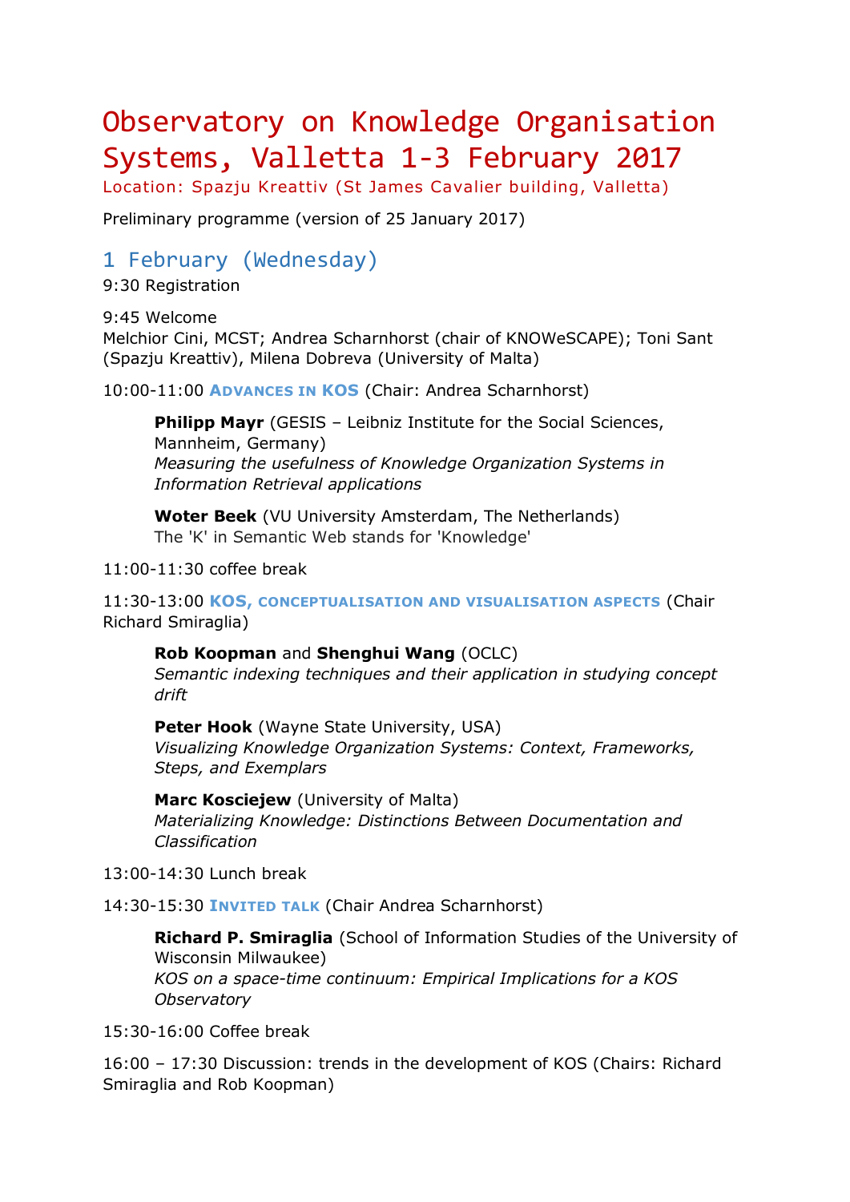# Observatory on Knowledge Organisation Systems, Valletta 1-3 February 2017

Location: Spazju Kreattiv (St James Cavalier building, Valletta)

Preliminary programme (version of 25 January 2017)

## 1 February (Wednesday)

9:30 Registration

9:45 Welcome
Melchior Cini, MCST; Andrea Scharnhorst (chair of KNOWeSCAPE); Toni Sant (Spazju Kreattiv), Milena Dobreva (University of Malta)

10:00-11:00 **ADVANCES IN KOS** (Chair: Andrea Scharnhorst)

> **Philipp Mayr** (GESIS – Leibniz Institute for the Social Sciences, Mannheim, Germany)
> *Measuring the usefulness of Knowledge Organization Systems in Information Retrieval applications*
>
> **Woter Beek** (VU University Amsterdam, The Netherlands)
> The 'K' in Semantic Web stands for 'Knowledge'

11:00-11:30 coffee break

11:30-13:00 **KOS, CONCEPTUALISATION AND VISUALISATION ASPECTS** (Chair Richard Smiraglia)

> **Rob Koopman** and **Shenghui Wang** (OCLC)
> *Semantic indexing techniques and their application in studying concept drift*
>
> **Peter Hook** (Wayne State University, USA)
> *Visualizing Knowledge Organization Systems: Context, Frameworks, Steps, and Exemplars*
>
> **Marc Kosciejew** (University of Malta)
> *Materializing Knowledge: Distinctions Between Documentation and Classification*

13:00-14:30 Lunch break

14:30-15:30 **INVITED TALK** (Chair Andrea Scharnhorst)

> **Richard P. Smiraglia** (School of Information Studies of the University of Wisconsin Milwaukee)
> *KOS on a space-time continuum: Empirical Implications for a KOS Observatory*

15:30-16:00 Coffee break

16:00 – 17:30 Discussion: trends in the development of KOS (Chairs: Richard Smiraglia and Rob Koopman)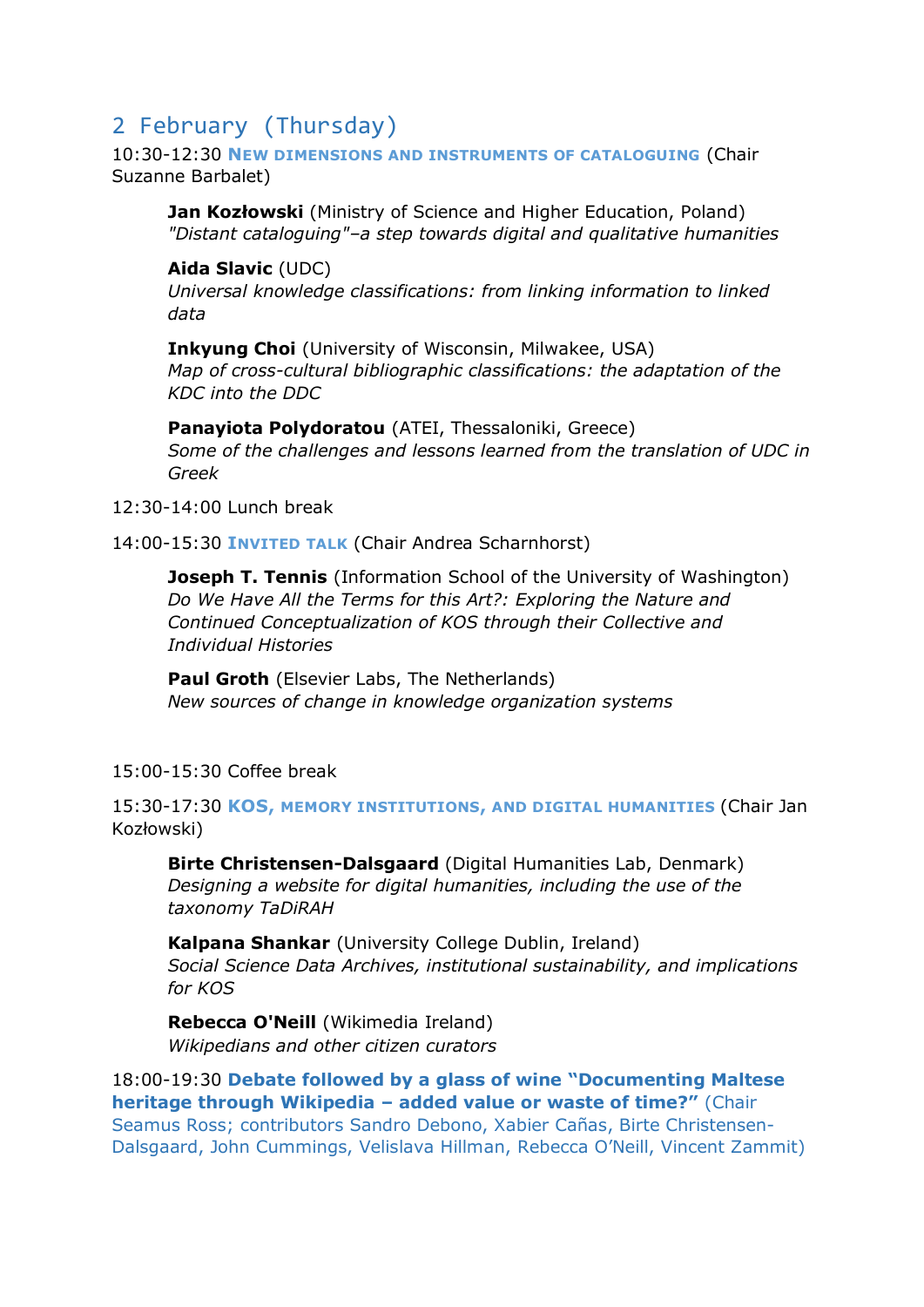## 2 February (Thursday)

10:30-12:30 **New dimensions and instruments of cataloguing** (Chair Suzanne Barbalet)

> **Jan Kozłowski** (Ministry of Science and Higher Education, Poland)
> *"Distant cataloguing"–a step towards digital and qualitative humanities*
>
> **Aida Slavic** (UDC)
> *Universal knowledge classifications: from linking information to linked data*
>
> **Inkyung Choi** (University of Wisconsin, Milwakee, USA)
> *Map of cross-cultural bibliographic classifications: the adaptation of the KDC into the DDC*
>
> **Panayiota Polydoratou** (ATEI, Thessaloniki, Greece)
> *Some of the challenges and lessons learned from the translation of UDC in Greek*

12:30-14:00 Lunch break

14:00-15:30 **Invited talk** (Chair Andrea Scharnhorst)

> **Joseph T. Tennis** (Information School of the University of Washington)
> *Do We Have All the Terms for this Art?: Exploring the Nature and Continued Conceptualization of KOS through their Collective and Individual Histories*
>
> **Paul Groth** (Elsevier Labs, The Netherlands)
> *New sources of change in knowledge organization systems*

15:00-15:30 Coffee break

15:30-17:30 **KOS, memory institutions, and digital humanities** (Chair Jan Kozłowski)

> **Birte Christensen-Dalsgaard** (Digital Humanities Lab, Denmark)
> *Designing a website for digital humanities, including the use of the taxonomy TaDiRAH*
>
> **Kalpana Shankar** (University College Dublin, Ireland)
> *Social Science Data Archives, institutional sustainability, and implications for KOS*
>
> **Rebecca O'Neill** (Wikimedia Ireland)
> *Wikipedians and other citizen curators*

18:00-19:30 **Debate followed by a glass of wine "Documenting Maltese heritage through Wikipedia – added value or waste of time?"** (Chair Seamus Ross; contributors Sandro Debono, Xabier Cañas, Birte Christensen-Dalsgaard, John Cummings, Velislava Hillman, Rebecca O'Neill, Vincent Zammit)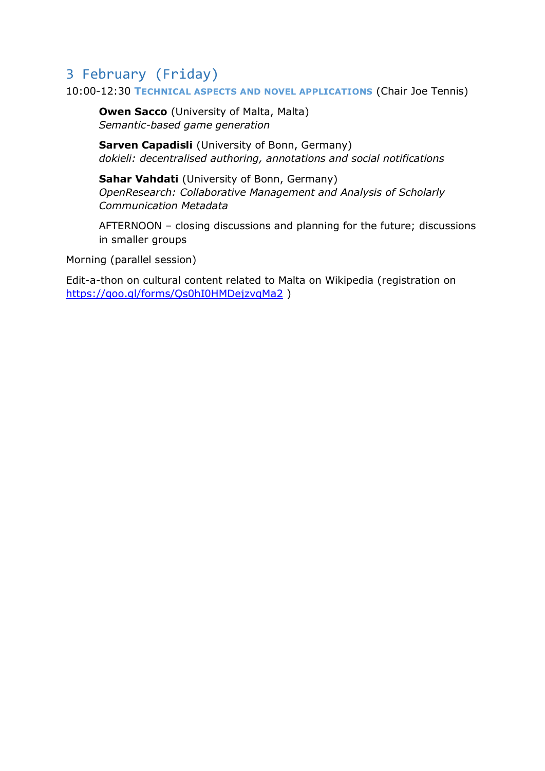## 3 February (Friday)

10:00-12:30 **TECHNICAL ASPECTS AND NOVEL APPLICATIONS** (Chair Joe Tennis)

**Owen Sacco** (University of Malta, Malta)
*Semantic-based game generation*

**Sarven Capadisli** (University of Bonn, Germany)
*dokieli: decentralised authoring, annotations and social notifications*

**Sahar Vahdati** (University of Bonn, Germany)
*OpenResearch: Collaborative Management and Analysis of Scholarly Communication Metadata*

AFTERNOON – closing discussions and planning for the future; discussions in smaller groups

Morning (parallel session)

Edit-a-thon on cultural content related to Malta on Wikipedia (registration on [https://goo.gl/forms/Qs0hI0HMDejzvqMa2](https://goo.gl/forms/Qs0hI0HMDejzvqMa2) )